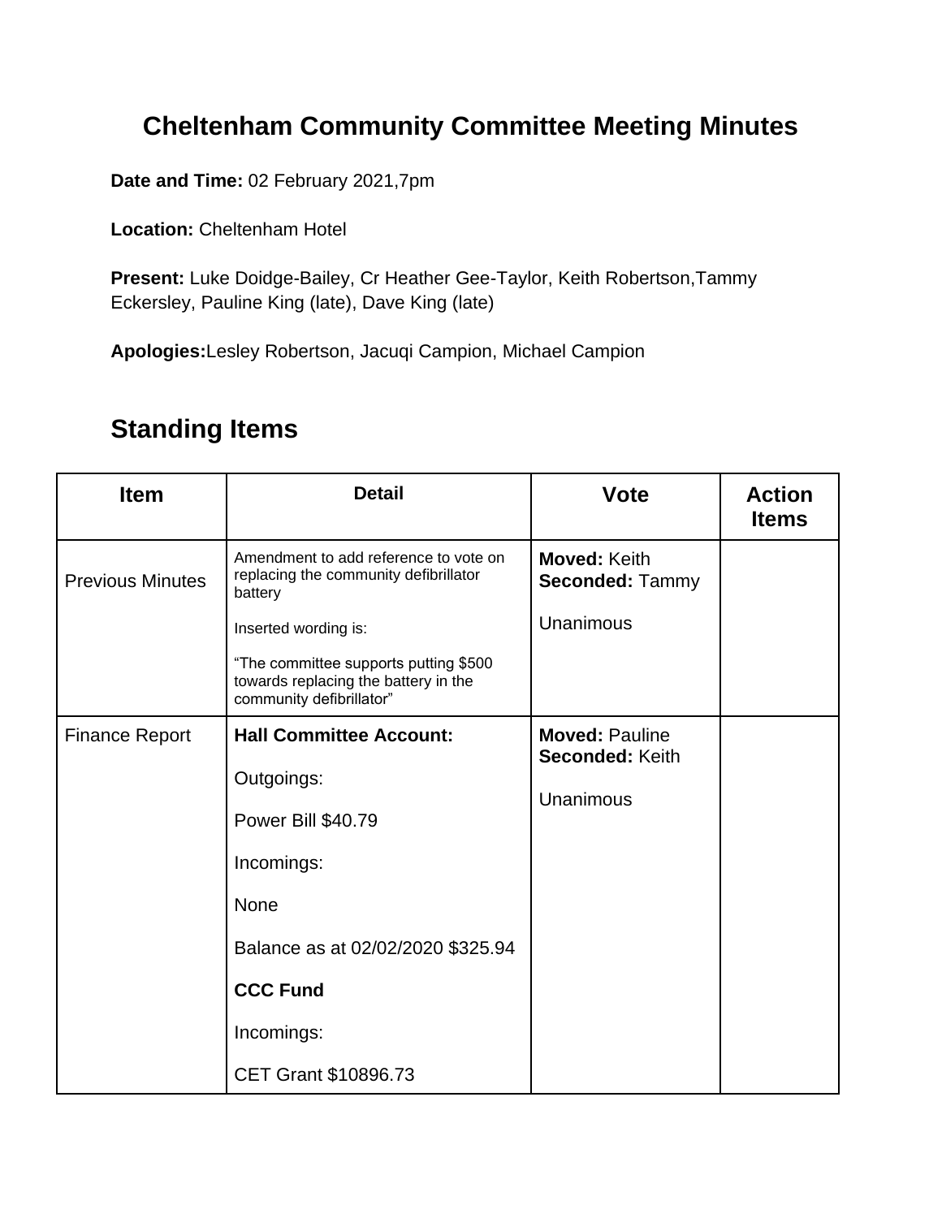# Cheltenham Community Committee Meeting Minutes

**Date and Time:** 02 February 2021,7pm

**Location:** Cheltenham Hotel

**Present:** Luke Doidge-Bailey, Cr Heather Gee-Taylor, Keith Robertson,Tammy Eckersley, Pauline King (late), Dave King (late)

**Apologies:**Lesley Robertson, Jacuqi Campion, Michael Campion

## Standing Items

| Item | Detail | Vote | Action Items |
|---|---|---|---|
| Previous Minutes | Amendment to add reference to vote on replacing the community defibrillator battery<br><br>Inserted wording is:<br><br>“The committee supports putting $500 towards replacing the battery in the community defibrillator” | **Moved:** Keith<br>**Seconded:** Tammy<br><br>Unanimous | |
| Finance Report | **Hall Committee Account:**<br><br>Outgoings:<br><br>Power Bill $40.79<br><br>Incomings:<br><br>None<br><br>Balance as at 02/02/2020 $325.94<br><br>**CCC Fund**<br><br>Incomings:<br><br>CET Grant $10896.73 | **Moved:** Pauline<br>**Seconded:** Keith<br><br>Unanimous | |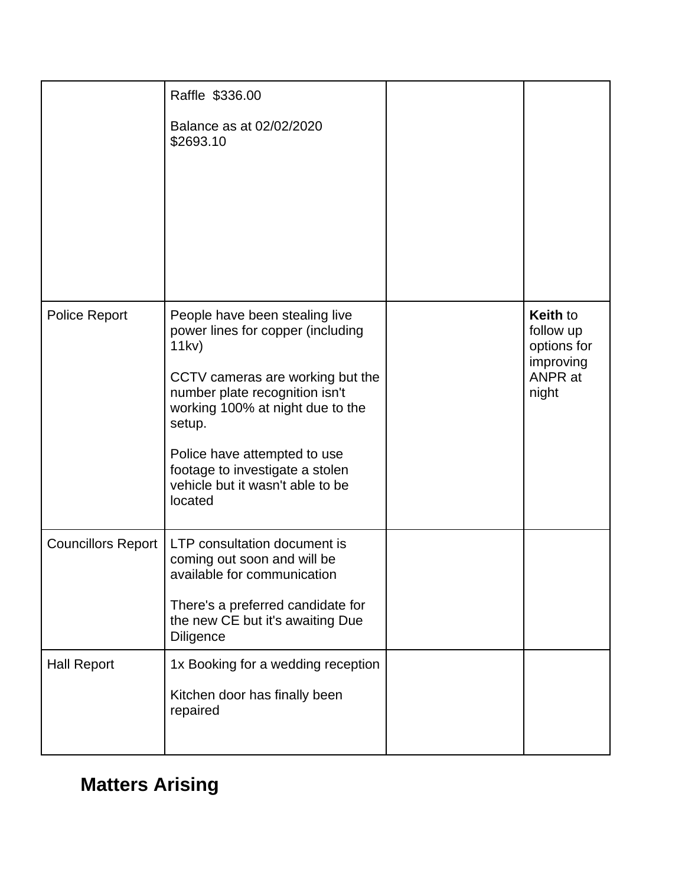| | | | |
|---|---|---|---|
| | Raffle  $336.00<br><br>Balance as at 02/02/2020 $2693.10 | | |
| Police Report | People have been stealing live power lines for copper (including 11kv)<br><br>CCTV cameras are working but the number plate recognition isn't working 100% at night due to the setup.<br><br>Police have attempted to use footage to investigate a stolen vehicle but it wasn't able to be located | | **Keith** to follow up options for improving ANPR at night |
| Councillors Report | LTP consultation document is coming out soon and will be available for communication<br><br>There's a preferred candidate for the new CE but it's awaiting Due Diligence | | |
| Hall Report | 1x Booking for a wedding reception<br><br>Kitchen door has finally been repaired | | |

## Matters Arising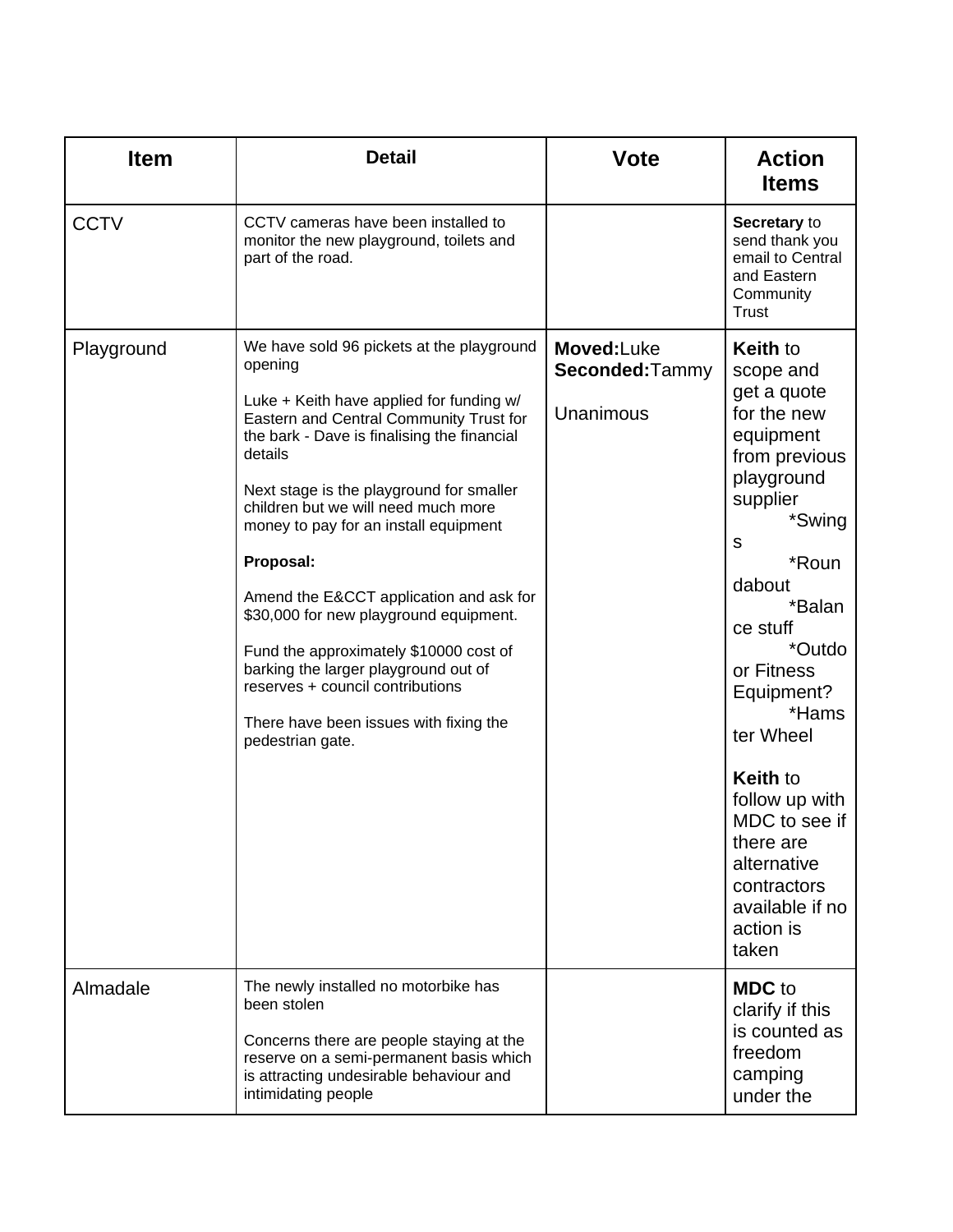| Item | Detail | Vote | Action Items |
| --- | --- | --- | --- |
| CCTV | CCTV cameras have been installed to monitor the new playground, toilets and part of the road. | | **Secretary** to send thank you email to Central and Eastern Community Trust |
| Playground | We have sold 96 pickets at the playground opening<br><br>Luke + Keith have applied for funding w/ Eastern and Central Community Trust for the bark - Dave is finalising the financial details<br><br>Next stage is the playground for smaller children but we will need much more money to pay for an install equipment<br><br>**Proposal:**<br><br>Amend the E&CCT application and ask for $30,000 for new playground equipment.<br><br>Fund the approximately $10000 cost of barking the larger playground out of reserves + council contributions<br><br>There have been issues with fixing the pedestrian gate. | **Moved:**Luke<br>**Seconded:**Tammy<br><br>Unanimous | **Keith** to scope and get a quote for the new equipment from previous playground supplier<br>*Swings<br>*Roundabout<br>*Balance stuff<br>*Outdoor Fitness Equipment?<br>*Hamster Wheel<br><br>**Keith** to follow up with MDC to see if there are alternative contractors available if no action is taken |
| Almadale | The newly installed no motorbike has been stolen<br><br>Concerns there are people staying at the reserve on a semi-permanent basis which is attracting undesirable behaviour and intimidating people | | **MDC** to clarify if this is counted as freedom camping under the |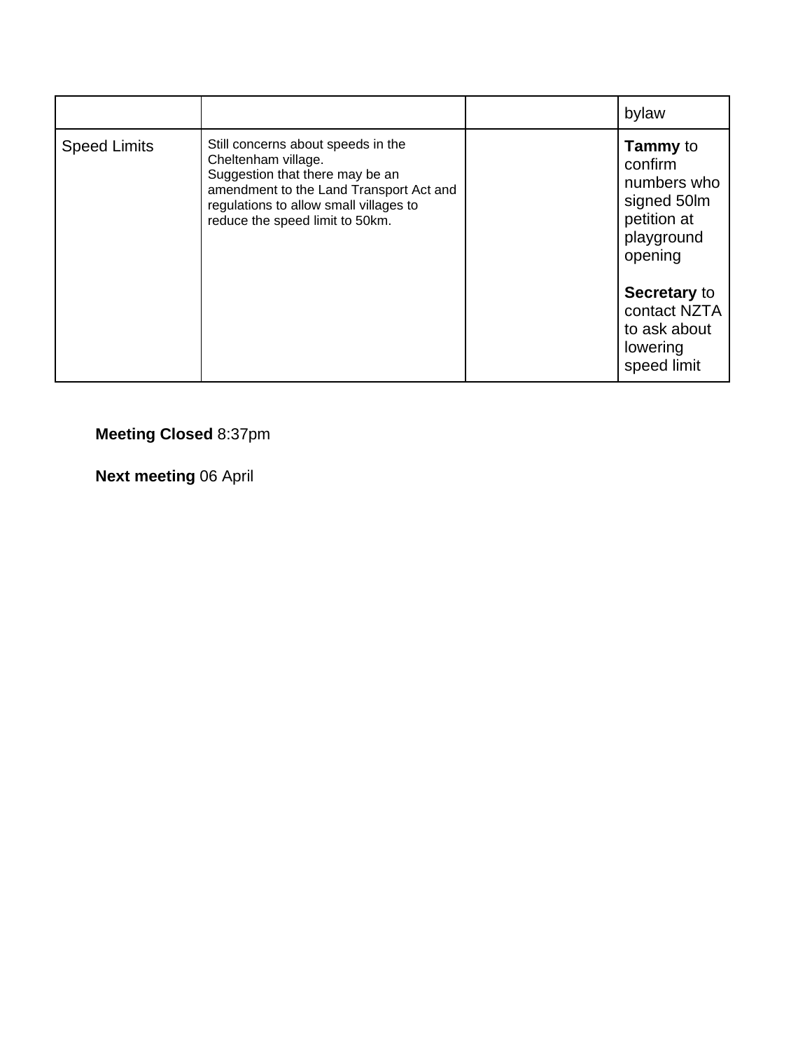| | | | |
|---|---|---|---|
| | | | bylaw |
| Speed Limits | Still concerns about speeds in the Cheltenham village.<br>Suggestion that there may be an amendment to the Land Transport Act and regulations to allow small villages to reduce the speed limit to 50km. | | **Tammy** to confirm numbers who signed 50lm petition at playground opening<br><br>**Secretary** to contact NZTA to ask about lowering speed limit |

**Meeting Closed** 8:37pm

**Next meeting** 06 April